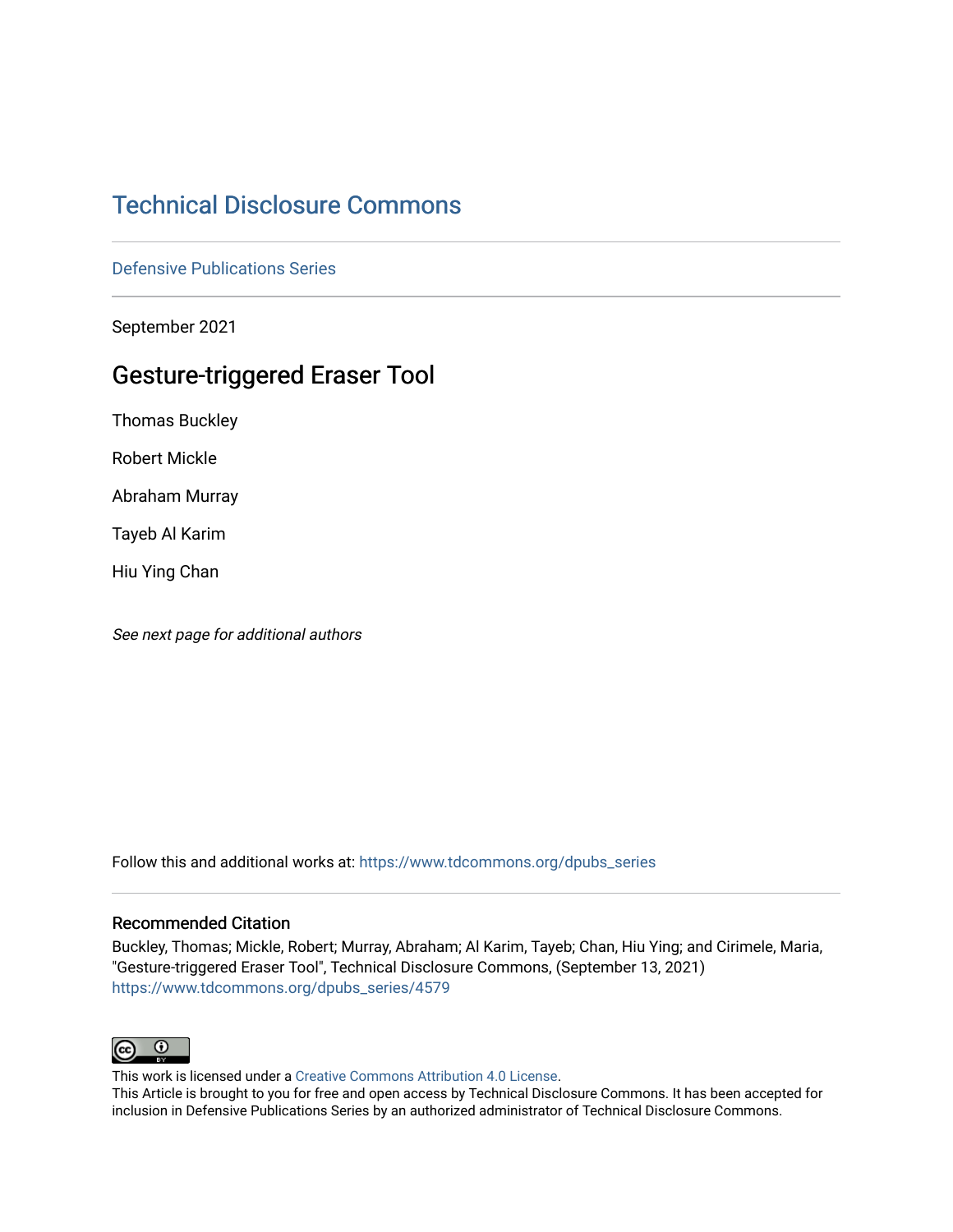# Technical Disclosure Commons

Defensive Publications Series

September 2021

## Gesture-triggered Eraser Tool

Thomas Buckley

Robert Mickle

Abraham Murray

Tayeb Al Karim

Hiu Ying Chan

*See next page for additional authors*

Follow this and additional works at: https://www.tdcommons.org/dpubs_series

### Recommended Citation

Buckley, Thomas; Mickle, Robert; Murray, Abraham; Al Karim, Tayeb; Chan, Hiu Ying; and Cirimele, Maria, "Gesture-triggered Eraser Tool", Technical Disclosure Commons, (September 13, 2021)
https://www.tdcommons.org/dpubs_series/4579

This work is licensed under a Creative Commons Attribution 4.0 License.
This Article is brought to you for free and open access by Technical Disclosure Commons. It has been accepted for inclusion in Defensive Publications Series by an authorized administrator of Technical Disclosure Commons.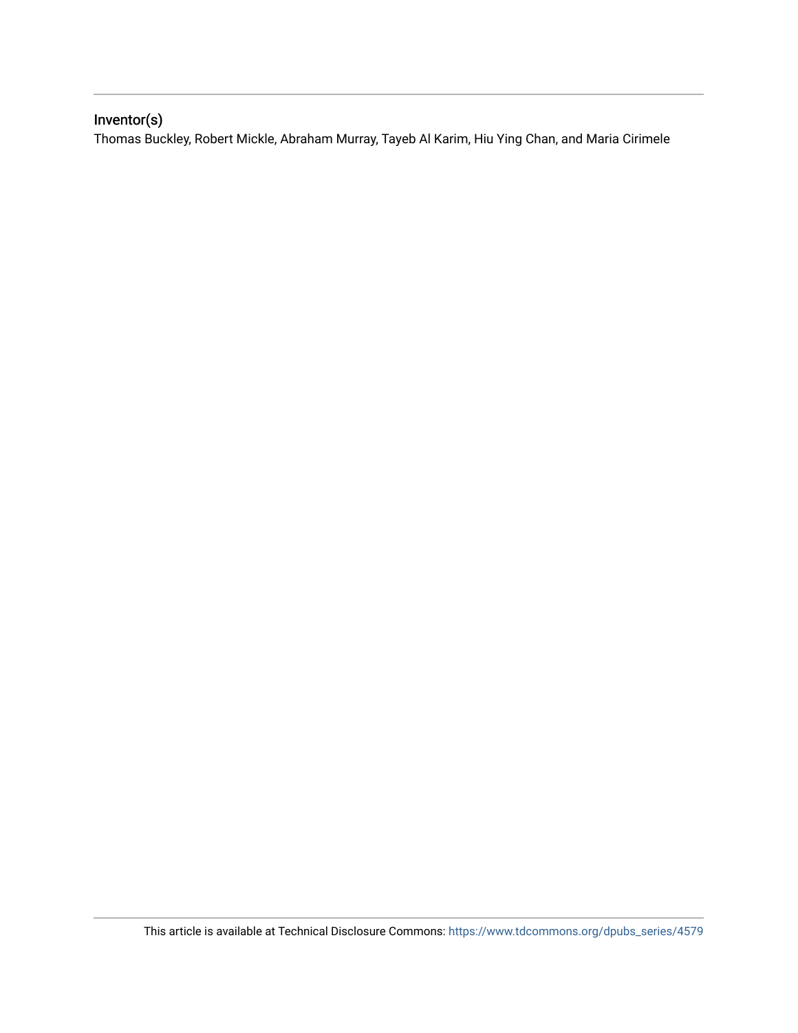## Inventor(s)

Thomas Buckley, Robert Mickle, Abraham Murray, Tayeb Al Karim, Hiu Ying Chan, and Maria Cirimele

This article is available at Technical Disclosure Commons: https://www.tdcommons.org/dpubs_series/4579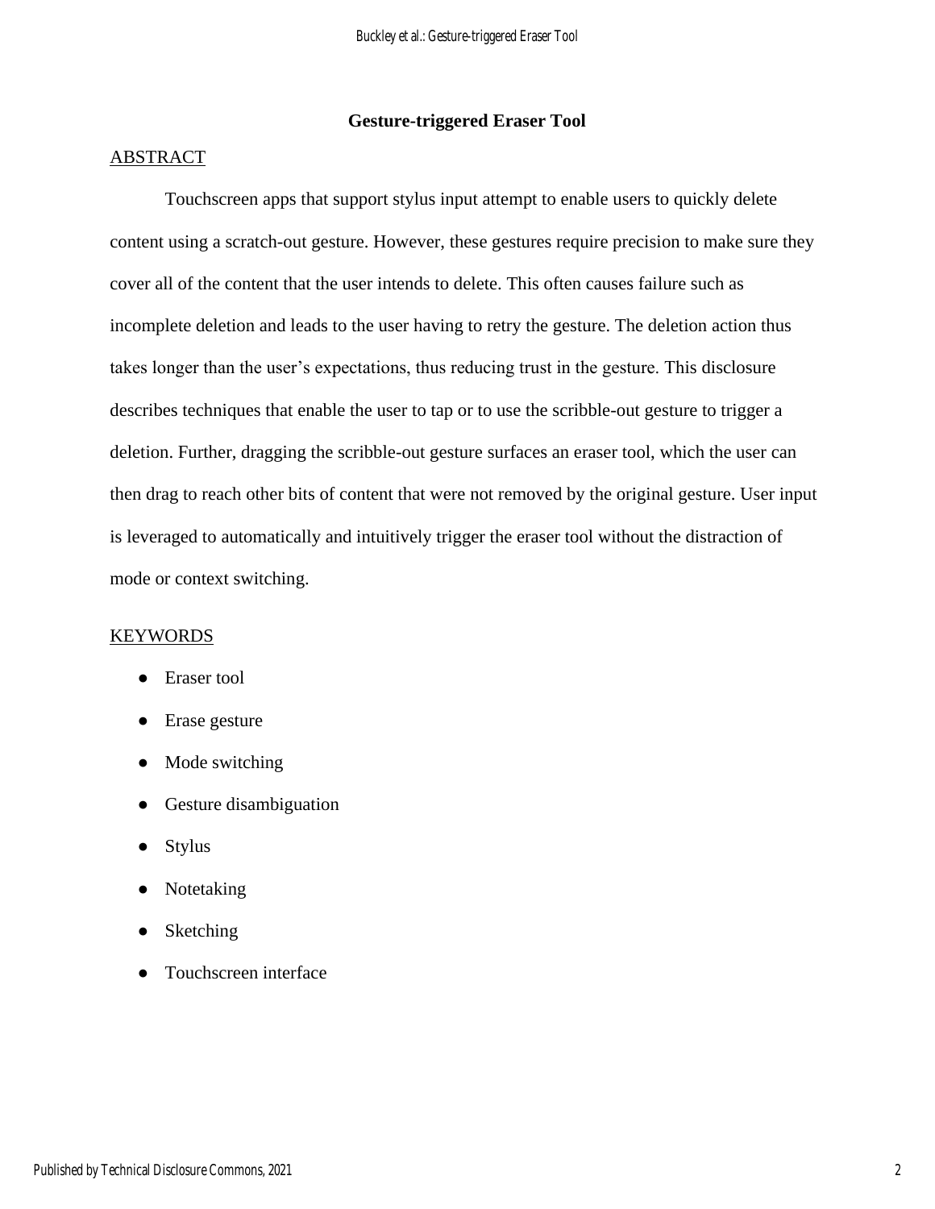# Gesture-triggered Eraser Tool

## ABSTRACT

Touchscreen apps that support stylus input attempt to enable users to quickly delete content using a scratch-out gesture. However, these gestures require precision to make sure they cover all of the content that the user intends to delete. This often causes failure such as incomplete deletion and leads to the user having to retry the gesture. The deletion action thus takes longer than the user's expectations, thus reducing trust in the gesture. This disclosure describes techniques that enable the user to tap or to use the scribble-out gesture to trigger a deletion. Further, dragging the scribble-out gesture surfaces an eraser tool, which the user can then drag to reach other bits of content that were not removed by the original gesture. User input is leveraged to automatically and intuitively trigger the eraser tool without the distraction of mode or context switching.

## KEYWORDS

- Eraser tool
- Erase gesture
- Mode switching
- Gesture disambiguation
- Stylus
- Notetaking
- Sketching
- Touchscreen interface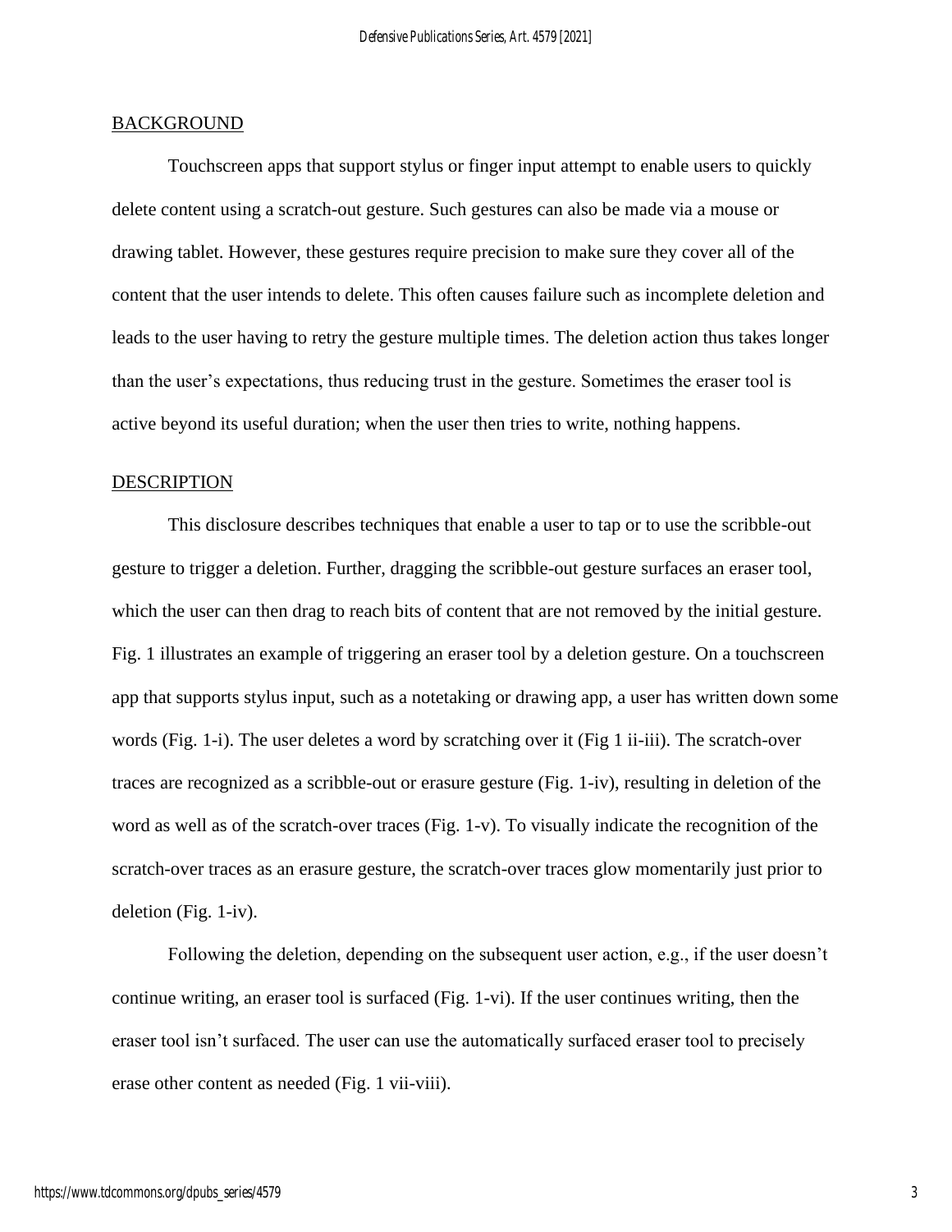## BACKGROUND

Touchscreen apps that support stylus or finger input attempt to enable users to quickly delete content using a scratch-out gesture. Such gestures can also be made via a mouse or drawing tablet. However, these gestures require precision to make sure they cover all of the content that the user intends to delete. This often causes failure such as incomplete deletion and leads to the user having to retry the gesture multiple times. The deletion action thus takes longer than the user's expectations, thus reducing trust in the gesture. Sometimes the eraser tool is active beyond its useful duration; when the user then tries to write, nothing happens.

## DESCRIPTION

This disclosure describes techniques that enable a user to tap or to use the scribble-out gesture to trigger a deletion. Further, dragging the scribble-out gesture surfaces an eraser tool, which the user can then drag to reach bits of content that are not removed by the initial gesture. Fig. 1 illustrates an example of triggering an eraser tool by a deletion gesture. On a touchscreen app that supports stylus input, such as a notetaking or drawing app, a user has written down some words (Fig. 1-i). The user deletes a word by scratching over it (Fig 1 ii-iii). The scratch-over traces are recognized as a scribble-out or erasure gesture (Fig. 1-iv), resulting in deletion of the word as well as of the scratch-over traces (Fig. 1-v). To visually indicate the recognition of the scratch-over traces as an erasure gesture, the scratch-over traces glow momentarily just prior to deletion (Fig. 1-iv).

Following the deletion, depending on the subsequent user action, e.g., if the user doesn't continue writing, an eraser tool is surfaced (Fig. 1-vi). If the user continues writing, then the eraser tool isn't surfaced. The user can use the automatically surfaced eraser tool to precisely erase other content as needed (Fig. 1 vii-viii).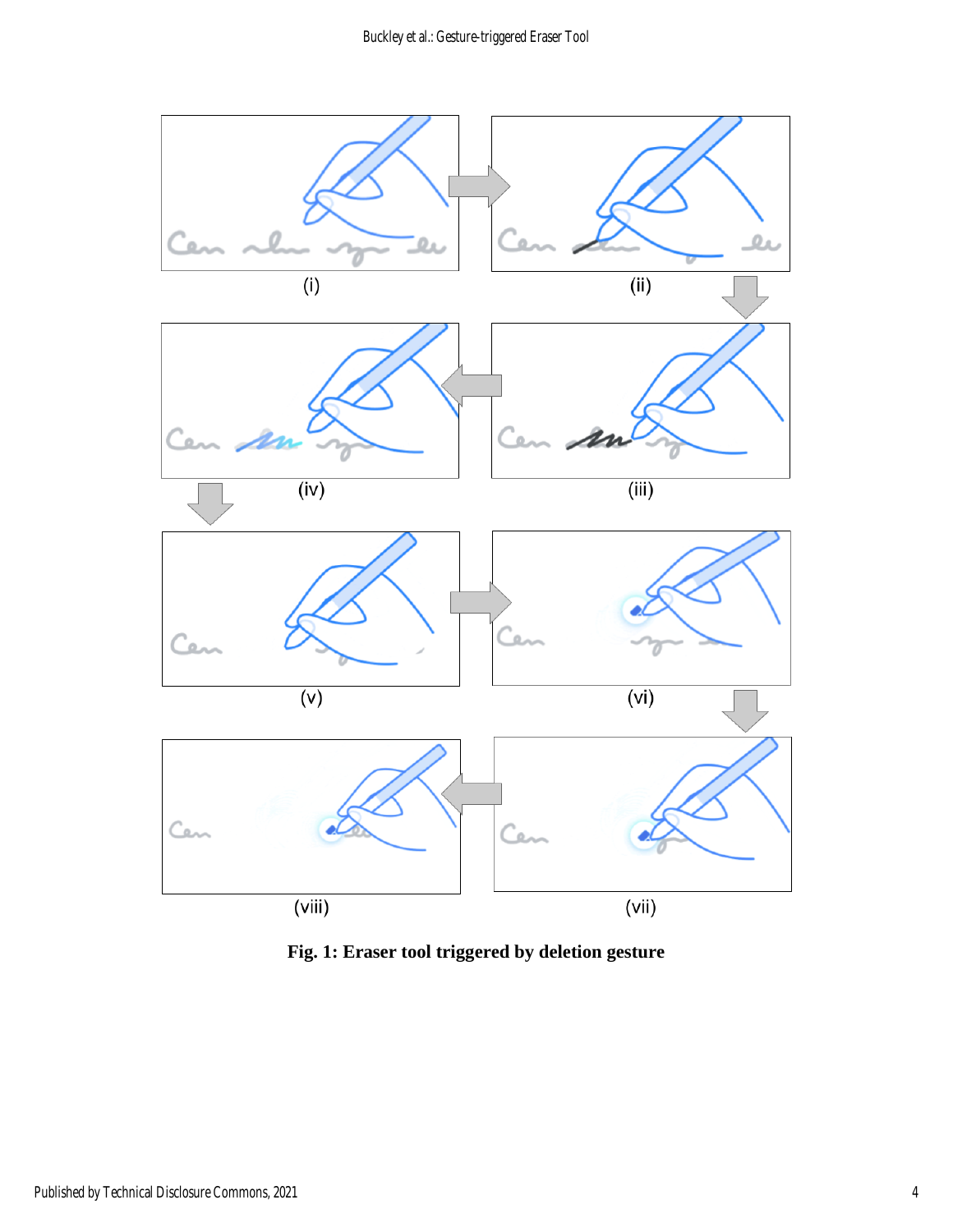(i)

(ii)

(iii)

(iv)

(v)

(vi)

(vii)

(viii)

**Fig. 1: Eraser tool triggered by deletion gesture**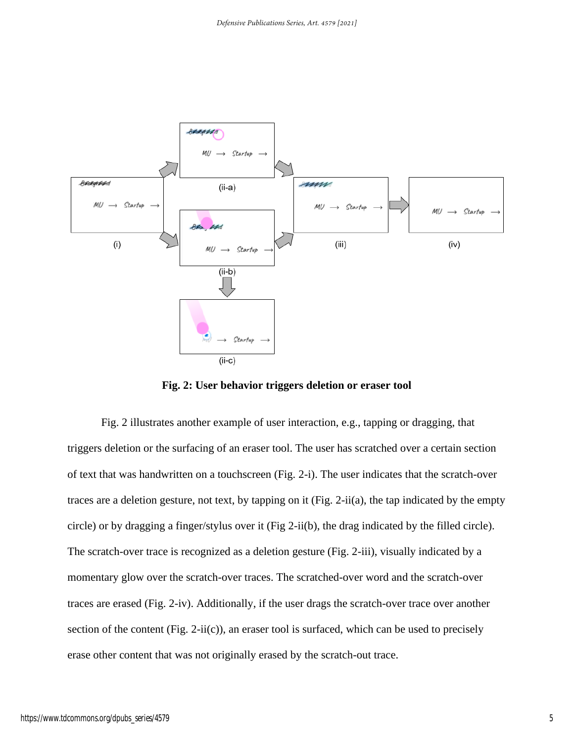**Fig. 2: User behavior triggers deletion or eraser tool**

Fig. 2 illustrates another example of user interaction, e.g., tapping or dragging, that triggers deletion or the surfacing of an eraser tool. The user has scratched over a certain section of text that was handwritten on a touchscreen (Fig. 2-i). The user indicates that the scratch-over traces are a deletion gesture, not text, by tapping on it (Fig. 2-ii(a), the tap indicated by the empty circle) or by dragging a finger/stylus over it (Fig 2-ii(b), the drag indicated by the filled circle). The scratch-over trace is recognized as a deletion gesture (Fig. 2-iii), visually indicated by a momentary glow over the scratch-over traces. The scratched-over word and the scratch-over traces are erased (Fig. 2-iv). Additionally, if the user drags the scratch-over trace over another section of the content (Fig. 2-ii(c)), an eraser tool is surfaced, which can be used to precisely erase other content that was not originally erased by the scratch-out trace.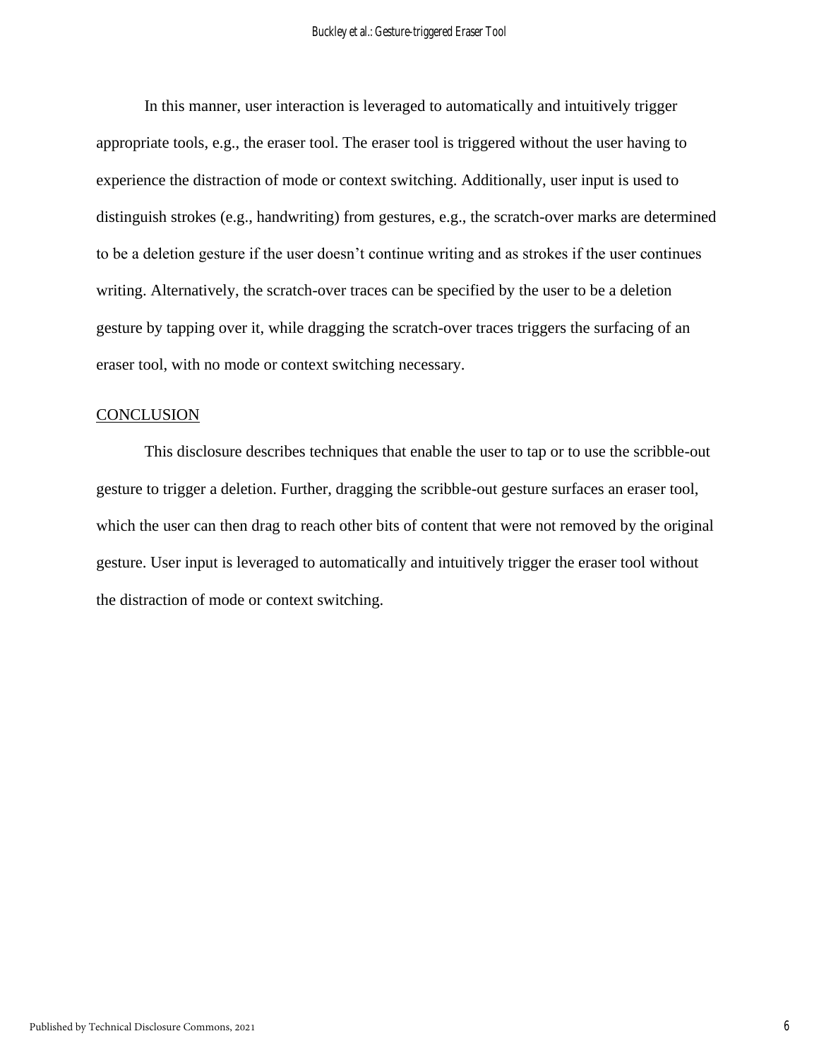In this manner, user interaction is leveraged to automatically and intuitively trigger appropriate tools, e.g., the eraser tool. The eraser tool is triggered without the user having to experience the distraction of mode or context switching. Additionally, user input is used to distinguish strokes (e.g., handwriting) from gestures, e.g., the scratch-over marks are determined to be a deletion gesture if the user doesn't continue writing and as strokes if the user continues writing. Alternatively, the scratch-over traces can be specified by the user to be a deletion gesture by tapping over it, while dragging the scratch-over traces triggers the surfacing of an eraser tool, with no mode or context switching necessary.

## CONCLUSION

This disclosure describes techniques that enable the user to tap or to use the scribble-out gesture to trigger a deletion. Further, dragging the scribble-out gesture surfaces an eraser tool, which the user can then drag to reach other bits of content that were not removed by the original gesture. User input is leveraged to automatically and intuitively trigger the eraser tool without the distraction of mode or context switching.